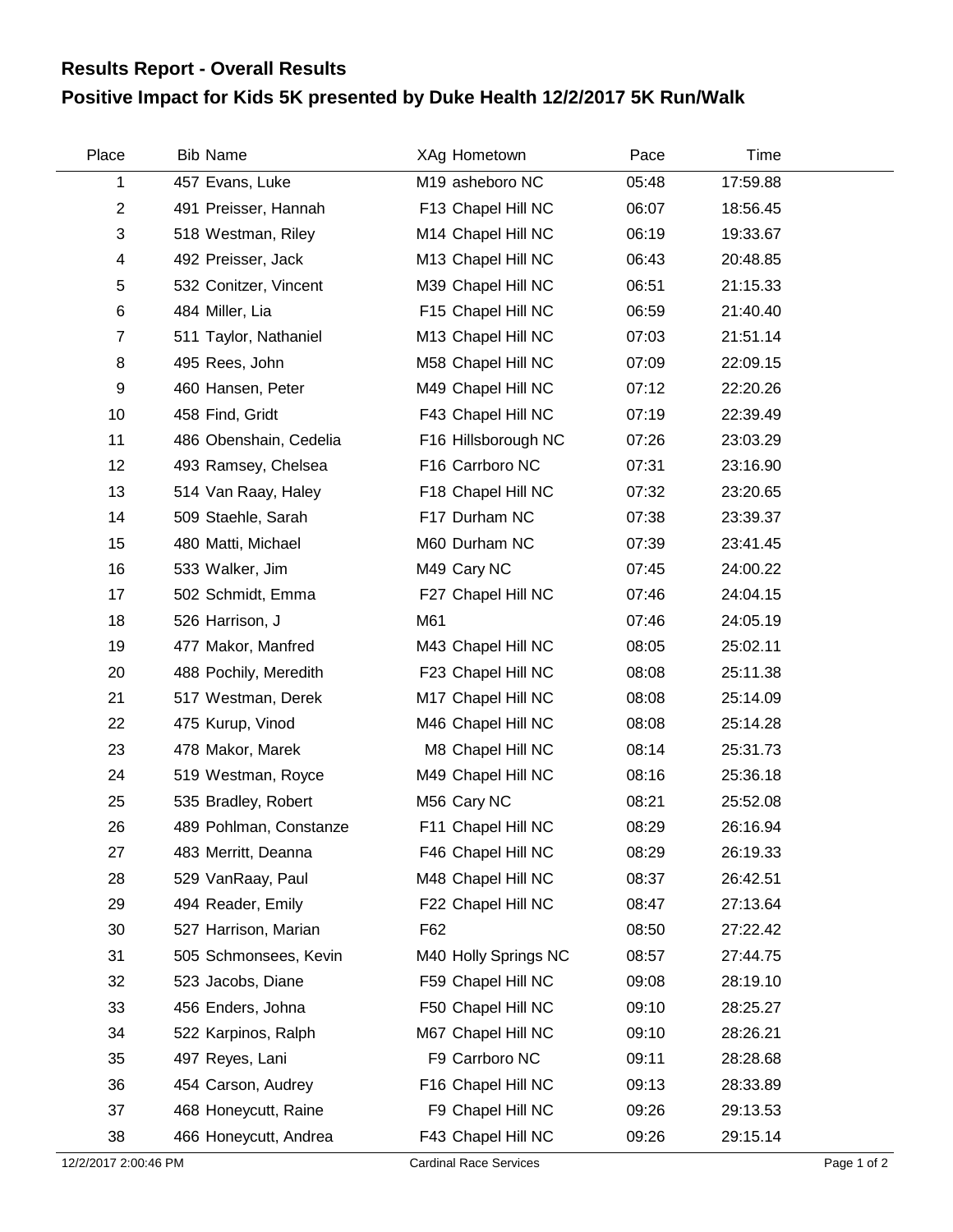## Results Report - Overall Results

# Positive Impact for Kids 5K presented by Duke Health 12/2/2017 5K Run/Walk

| Place | Bib | Name | XAg | Hometown | Pace | Time |
|---|---|---|---|---|---|---|
| 1 | 457 | Evans, Luke | M19 | asheboro NC | 05:48 | 17:59.88 |
| 2 | 491 | Preisser, Hannah | F13 | Chapel Hill NC | 06:07 | 18:56.45 |
| 3 | 518 | Westman, Riley | M14 | Chapel Hill NC | 06:19 | 19:33.67 |
| 4 | 492 | Preisser, Jack | M13 | Chapel Hill NC | 06:43 | 20:48.85 |
| 5 | 532 | Conitzer, Vincent | M39 | Chapel Hill NC | 06:51 | 21:15.33 |
| 6 | 484 | Miller, Lia | F15 | Chapel Hill NC | 06:59 | 21:40.40 |
| 7 | 511 | Taylor, Nathaniel | M13 | Chapel Hill NC | 07:03 | 21:51.14 |
| 8 | 495 | Rees, John | M58 | Chapel Hill NC | 07:09 | 22:09.15 |
| 9 | 460 | Hansen, Peter | M49 | Chapel Hill NC | 07:12 | 22:20.26 |
| 10 | 458 | Find, Gridt | F43 | Chapel Hill NC | 07:19 | 22:39.49 |
| 11 | 486 | Obenshain, Cedelia | F16 | Hillsborough NC | 07:26 | 23:03.29 |
| 12 | 493 | Ramsey, Chelsea | F16 | Carrboro NC | 07:31 | 23:16.90 |
| 13 | 514 | Van Raay, Haley | F18 | Chapel Hill NC | 07:32 | 23:20.65 |
| 14 | 509 | Staehle, Sarah | F17 | Durham NC | 07:38 | 23:39.37 |
| 15 | 480 | Matti, Michael | M60 | Durham NC | 07:39 | 23:41.45 |
| 16 | 533 | Walker, Jim | M49 | Cary NC | 07:45 | 24:00.22 |
| 17 | 502 | Schmidt, Emma | F27 | Chapel Hill NC | 07:46 | 24:04.15 |
| 18 | 526 | Harrison, J | M61 | | 07:46 | 24:05.19 |
| 19 | 477 | Makor, Manfred | M43 | Chapel Hill NC | 08:05 | 25:02.11 |
| 20 | 488 | Pochily, Meredith | F23 | Chapel Hill NC | 08:08 | 25:11.38 |
| 21 | 517 | Westman, Derek | M17 | Chapel Hill NC | 08:08 | 25:14.09 |
| 22 | 475 | Kurup, Vinod | M46 | Chapel Hill NC | 08:08 | 25:14.28 |
| 23 | 478 | Makor, Marek | M8 | Chapel Hill NC | 08:14 | 25:31.73 |
| 24 | 519 | Westman, Royce | M49 | Chapel Hill NC | 08:16 | 25:36.18 |
| 25 | 535 | Bradley, Robert | M56 | Cary NC | 08:21 | 25:52.08 |
| 26 | 489 | Pohlman, Constanze | F11 | Chapel Hill NC | 08:29 | 26:16.94 |
| 27 | 483 | Merritt, Deanna | F46 | Chapel Hill NC | 08:29 | 26:19.33 |
| 28 | 529 | VanRaay, Paul | M48 | Chapel Hill NC | 08:37 | 26:42.51 |
| 29 | 494 | Reader, Emily | F22 | Chapel Hill NC | 08:47 | 27:13.64 |
| 30 | 527 | Harrison, Marian | F62 | | 08:50 | 27:22.42 |
| 31 | 505 | Schmonsees, Kevin | M40 | Holly Springs NC | 08:57 | 27:44.75 |
| 32 | 523 | Jacobs, Diane | F59 | Chapel Hill NC | 09:08 | 28:19.10 |
| 33 | 456 | Enders, Johna | F50 | Chapel Hill NC | 09:10 | 28:25.27 |
| 34 | 522 | Karpinos, Ralph | M67 | Chapel Hill NC | 09:10 | 28:26.21 |
| 35 | 497 | Reyes, Lani | F9 | Carrboro NC | 09:11 | 28:28.68 |
| 36 | 454 | Carson, Audrey | F16 | Chapel Hill NC | 09:13 | 28:33.89 |
| 37 | 468 | Honeycutt, Raine | F9 | Chapel Hill NC | 09:26 | 29:13.53 |
| 38 | 466 | Honeycutt, Andrea | F43 | Chapel Hill NC | 09:26 | 29:15.14 |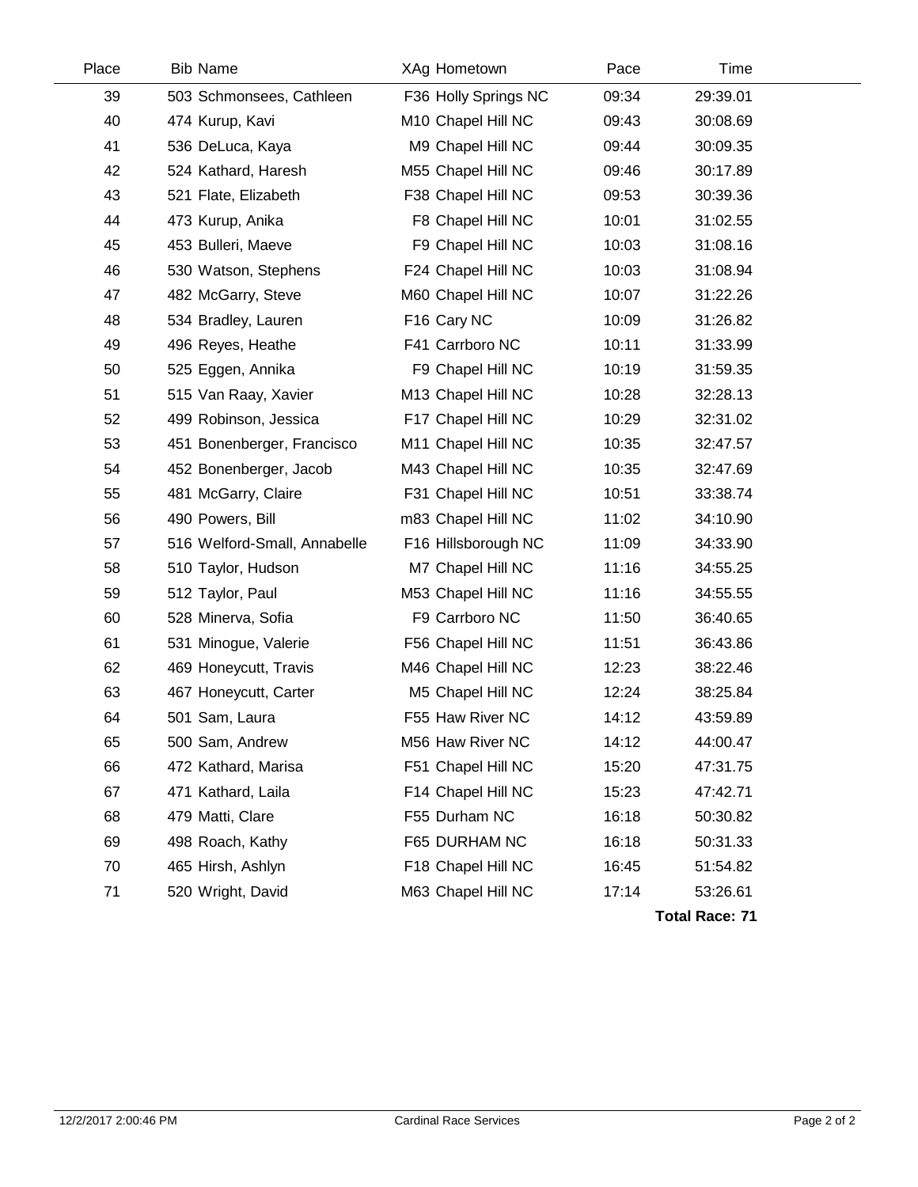| Place | Bib | Name | XAg | Hometown | Pace | Time |
|---|---|---|---|---|---|---|
| 39 | 503 | Schmonsees, Cathleen | F36 | Holly Springs NC | 09:34 | 29:39.01 |
| 40 | 474 | Kurup, Kavi | M10 | Chapel Hill NC | 09:43 | 30:08.69 |
| 41 | 536 | DeLuca, Kaya | M9 | Chapel Hill NC | 09:44 | 30:09.35 |
| 42 | 524 | Kathard, Haresh | M55 | Chapel Hill NC | 09:46 | 30:17.89 |
| 43 | 521 | Flate, Elizabeth | F38 | Chapel Hill NC | 09:53 | 30:39.36 |
| 44 | 473 | Kurup, Anika | F8 | Chapel Hill NC | 10:01 | 31:02.55 |
| 45 | 453 | Bulleri, Maeve | F9 | Chapel Hill NC | 10:03 | 31:08.16 |
| 46 | 530 | Watson, Stephens | F24 | Chapel Hill NC | 10:03 | 31:08.94 |
| 47 | 482 | McGarry, Steve | M60 | Chapel Hill NC | 10:07 | 31:22.26 |
| 48 | 534 | Bradley, Lauren | F16 | Cary NC | 10:09 | 31:26.82 |
| 49 | 496 | Reyes, Heathe | F41 | Carrboro NC | 10:11 | 31:33.99 |
| 50 | 525 | Eggen, Annika | F9 | Chapel Hill NC | 10:19 | 31:59.35 |
| 51 | 515 | Van Raay, Xavier | M13 | Chapel Hill NC | 10:28 | 32:28.13 |
| 52 | 499 | Robinson, Jessica | F17 | Chapel Hill NC | 10:29 | 32:31.02 |
| 53 | 451 | Bonenberger, Francisco | M11 | Chapel Hill NC | 10:35 | 32:47.57 |
| 54 | 452 | Bonenberger, Jacob | M43 | Chapel Hill NC | 10:35 | 32:47.69 |
| 55 | 481 | McGarry, Claire | F31 | Chapel Hill NC | 10:51 | 33:38.74 |
| 56 | 490 | Powers, Bill | m83 | Chapel Hill NC | 11:02 | 34:10.90 |
| 57 | 516 | Welford-Small, Annabelle | F16 | Hillsborough NC | 11:09 | 34:33.90 |
| 58 | 510 | Taylor, Hudson | M7 | Chapel Hill NC | 11:16 | 34:55.25 |
| 59 | 512 | Taylor, Paul | M53 | Chapel Hill NC | 11:16 | 34:55.55 |
| 60 | 528 | Minerva, Sofia | F9 | Carrboro NC | 11:50 | 36:40.65 |
| 61 | 531 | Minogue, Valerie | F56 | Chapel Hill NC | 11:51 | 36:43.86 |
| 62 | 469 | Honeycutt, Travis | M46 | Chapel Hill NC | 12:23 | 38:22.46 |
| 63 | 467 | Honeycutt, Carter | M5 | Chapel Hill NC | 12:24 | 38:25.84 |
| 64 | 501 | Sam, Laura | F55 | Haw River NC | 14:12 | 43:59.89 |
| 65 | 500 | Sam, Andrew | M56 | Haw River NC | 14:12 | 44:00.47 |
| 66 | 472 | Kathard, Marisa | F51 | Chapel Hill NC | 15:20 | 47:31.75 |
| 67 | 471 | Kathard, Laila | F14 | Chapel Hill NC | 15:23 | 47:42.71 |
| 68 | 479 | Matti, Clare | F55 | Durham NC | 16:18 | 50:30.82 |
| 69 | 498 | Roach, Kathy | F65 | DURHAM NC | 16:18 | 50:31.33 |
| 70 | 465 | Hirsh, Ashlyn | F18 | Chapel Hill NC | 16:45 | 51:54.82 |
| 71 | 520 | Wright, David | M63 | Chapel Hill NC | 17:14 | 53:26.61 |

**Total Race: 71**

12/2/2017 2:00:46 PM Cardinal Race Services